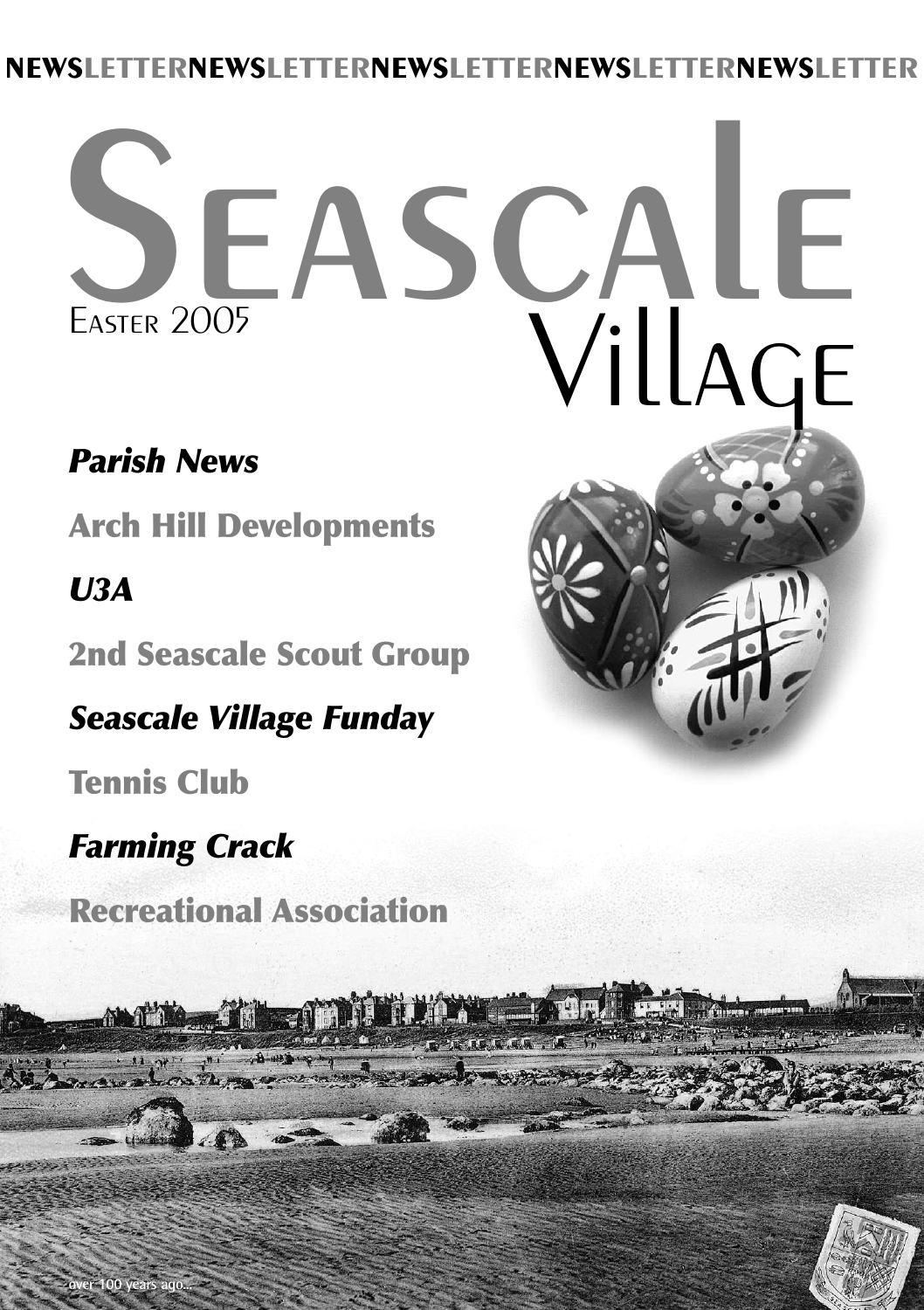NEWSLETTERNEWSLETTERNEWSLETTERNEWSLETTERNEWSLETTER

# Seascale Village

Easter 2005

***Parish News***

**Arch Hill Developments**

***U3A***

**2nd Seascale Scout Group**

***Seascale Village Funday***

**Tennis Club**

***Farming Crack***

**Recreational Association**

over 100 years ago...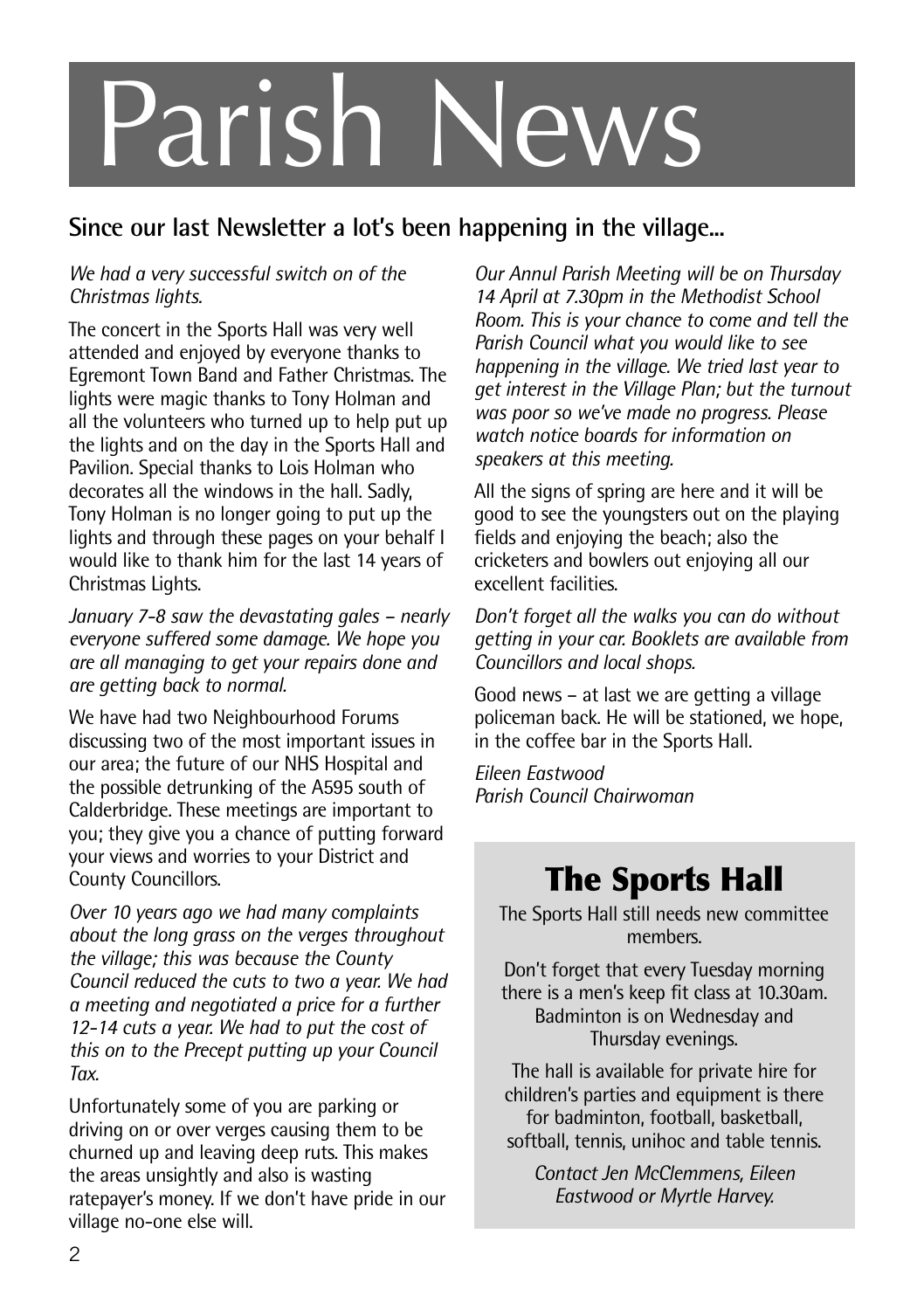# Parish News

## Since our last Newsletter a lot's been happening in the village...

*We had a very successful switch on of the Christmas lights.*

The concert in the Sports Hall was very well attended and enjoyed by everyone thanks to Egremont Town Band and Father Christmas. The lights were magic thanks to Tony Holman and all the volunteers who turned up to help put up the lights and on the day in the Sports Hall and Pavilion. Special thanks to Lois Holman who decorates all the windows in the hall. Sadly, Tony Holman is no longer going to put up the lights and through these pages on your behalf I would like to thank him for the last 14 years of Christmas Lights.

*January 7-8 saw the devastating gales – nearly everyone suffered some damage. We hope you are all managing to get your repairs done and are getting back to normal.*

We have had two Neighbourhood Forums discussing two of the most important issues in our area; the future of our NHS Hospital and the possible detrunking of the A595 south of Calderbridge. These meetings are important to you; they give you a chance of putting forward your views and worries to your District and County Councillors.

*Over 10 years ago we had many complaints about the long grass on the verges throughout the village; this was because the County Council reduced the cuts to two a year. We had a meeting and negotiated a price for a further 12-14 cuts a year. We had to put the cost of this on to the Precept putting up your Council Tax.*

Unfortunately some of you are parking or driving on or over verges causing them to be churned up and leaving deep ruts. This makes the areas unsightly and also is wasting ratepayer's money. If we don't have pride in our village no-one else will.

*Our Annul Parish Meeting will be on Thursday 14 April at 7.30pm in the Methodist School Room. This is your chance to come and tell the Parish Council what you would like to see happening in the village. We tried last year to get interest in the Village Plan; but the turnout was poor so we've made no progress. Please watch notice boards for information on speakers at this meeting.*

All the signs of spring are here and it will be good to see the youngsters out on the playing fields and enjoying the beach; also the cricketers and bowlers out enjoying all our excellent facilities.

*Don't forget all the walks you can do without getting in your car. Booklets are available from Councillors and local shops.*

Good news – at last we are getting a village policeman back. He will be stationed, we hope, in the coffee bar in the Sports Hall.

*Eileen Eastwood*
*Parish Council Chairwoman*

## The Sports Hall

The Sports Hall still needs new committee members.

Don't forget that every Tuesday morning there is a men's keep fit class at 10.30am. Badminton is on Wednesday and Thursday evenings.

The hall is available for private hire for children's parties and equipment is there for badminton, football, basketball, softball, tennis, unihoc and table tennis.

*Contact Jen McClemmens, Eileen Eastwood or Myrtle Harvey.*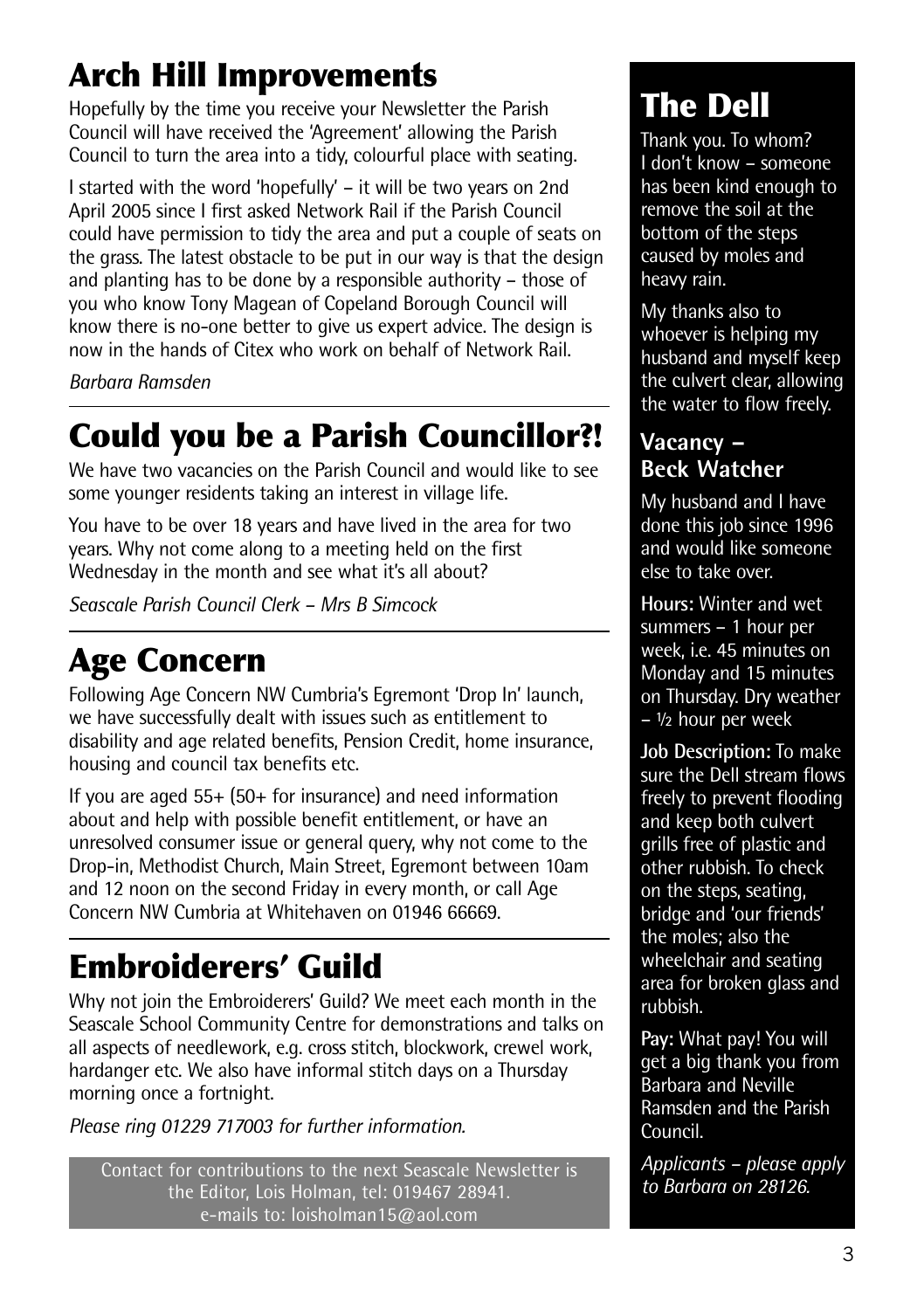# Arch Hill Improvements

Hopefully by the time you receive your Newsletter the Parish Council will have received the 'Agreement' allowing the Parish Council to turn the area into a tidy, colourful place with seating.

I started with the word 'hopefully' – it will be two years on 2nd April 2005 since I first asked Network Rail if the Parish Council could have permission to tidy the area and put a couple of seats on the grass. The latest obstacle to be put in our way is that the design and planting has to be done by a responsible authority – those of you who know Tony Magean of Copeland Borough Council will know there is no-one better to give us expert advice. The design is now in the hands of Citex who work on behalf of Network Rail.

*Barbara Ramsden*

# Could you be a Parish Councillor?!

We have two vacancies on the Parish Council and would like to see some younger residents taking an interest in village life.

You have to be over 18 years and have lived in the area for two years. Why not come along to a meeting held on the first Wednesday in the month and see what it's all about?

*Seascale Parish Council Clerk – Mrs B Simcock*

# Age Concern

Following Age Concern NW Cumbria's Egremont 'Drop In' launch, we have successfully dealt with issues such as entitlement to disability and age related benefits, Pension Credit, home insurance, housing and council tax benefits etc.

If you are aged 55+ (50+ for insurance) and need information about and help with possible benefit entitlement, or have an unresolved consumer issue or general query, why not come to the Drop-in, Methodist Church, Main Street, Egremont between 10am and 12 noon on the second Friday in every month, or call Age Concern NW Cumbria at Whitehaven on 01946 66669.

# Embroiderers' Guild

Why not join the Embroiderers' Guild? We meet each month in the Seascale School Community Centre for demonstrations and talks on all aspects of needlework, e.g. cross stitch, blockwork, crewel work, hardanger etc. We also have informal stitch days on a Thursday morning once a fortnight.

*Please ring 01229 717003 for further information.*

Contact for contributions to the next Seascale Newsletter is the Editor, Lois Holman, tel: 019467 28941. e-mails to: loisholman15@aol.com

# The Dell

Thank you. To whom? I don't know – someone has been kind enough to remove the soil at the bottom of the steps caused by moles and heavy rain.

My thanks also to whoever is helping my husband and myself keep the culvert clear, allowing the water to flow freely.

## Vacancy – Beck Watcher

My husband and I have done this job since 1996 and would like someone else to take over.

**Hours:** Winter and wet summers – 1 hour per week, i.e. 45 minutes on Monday and 15 minutes on Thursday. Dry weather – ½ hour per week

**Job Description:** To make sure the Dell stream flows freely to prevent flooding and keep both culvert grills free of plastic and other rubbish. To check on the steps, seating, bridge and 'our friends' the moles; also the wheelchair and seating area for broken glass and rubbish.

**Pay:** What pay! You will get a big thank you from Barbara and Neville Ramsden and the Parish Council.

*Applicants – please apply to Barbara on 28126.*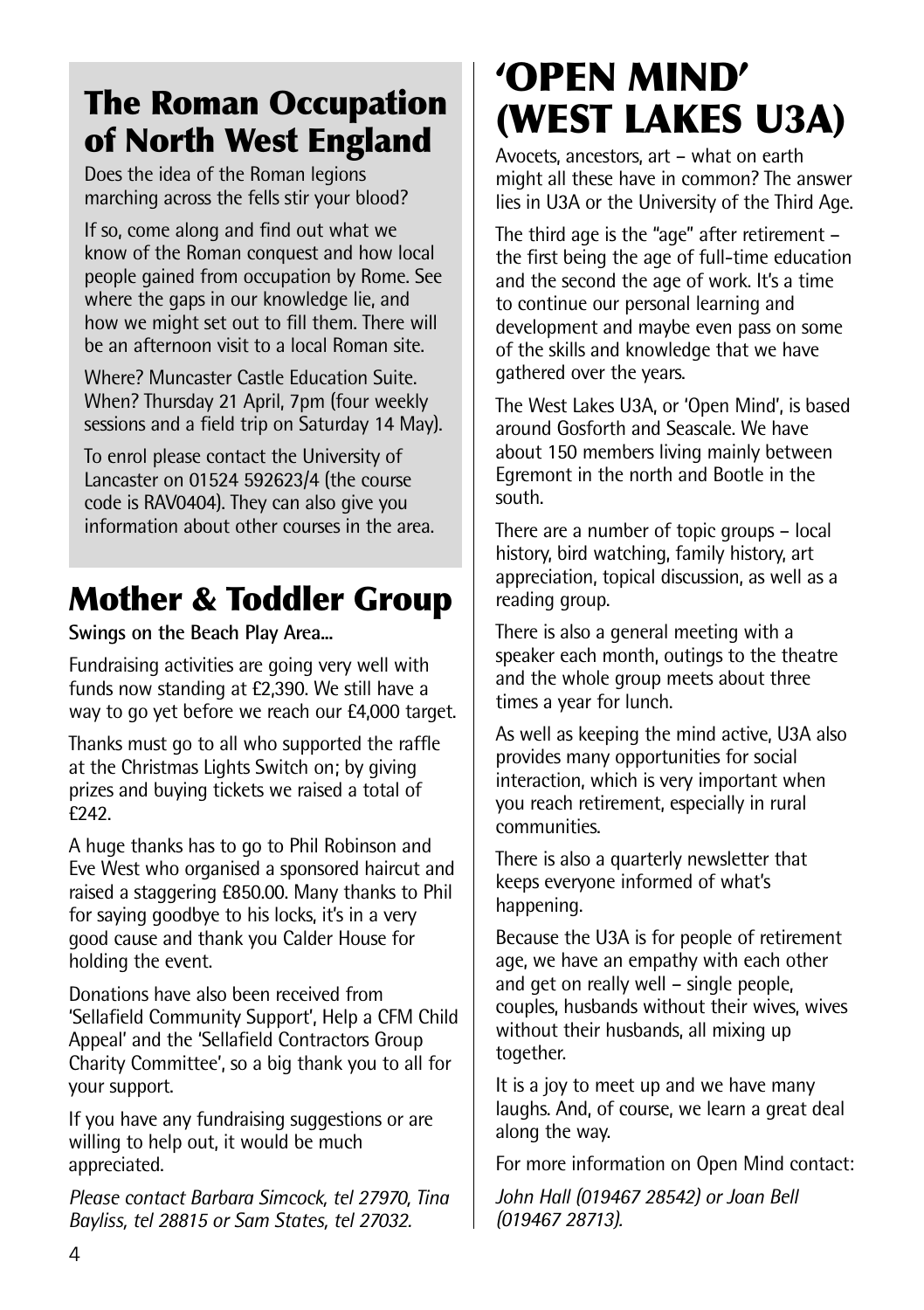## The Roman Occupation of North West England

Does the idea of the Roman legions marching across the fells stir your blood?

If so, come along and find out what we know of the Roman conquest and how local people gained from occupation by Rome. See where the gaps in our knowledge lie, and how we might set out to fill them. There will be an afternoon visit to a local Roman site.

Where? Muncaster Castle Education Suite. When? Thursday 21 April, 7pm (four weekly sessions and a field trip on Saturday 14 May).

To enrol please contact the University of Lancaster on 01524 592623/4 (the course code is RAV0404). They can also give you information about other courses in the area.

## Mother & Toddler Group

**Swings on the Beach Play Area...**

Fundraising activities are going very well with funds now standing at £2,390. We still have a way to go yet before we reach our £4,000 target.

Thanks must go to all who supported the raffle at the Christmas Lights Switch on; by giving prizes and buying tickets we raised a total of £242.

A huge thanks has to go to Phil Robinson and Eve West who organised a sponsored haircut and raised a staggering £850.00. Many thanks to Phil for saying goodbye to his locks, it's in a very good cause and thank you Calder House for holding the event.

Donations have also been received from 'Sellafield Community Support', Help a CFM Child Appeal' and the 'Sellafield Contractors Group Charity Committee', so a big thank you to all for your support.

If you have any fundraising suggestions or are willing to help out, it would be much appreciated.

*Please contact Barbara Simcock, tel 27970, Tina Bayliss, tel 28815 or Sam States, tel 27032.*

# 'OPEN MIND' (WEST LAKES U3A)

Avocets, ancestors, art – what on earth might all these have in common? The answer lies in U3A or the University of the Third Age.

The third age is the "age" after retirement – the first being the age of full-time education and the second the age of work. It's a time to continue our personal learning and development and maybe even pass on some of the skills and knowledge that we have gathered over the years.

The West Lakes U3A, or 'Open Mind', is based around Gosforth and Seascale. We have about 150 members living mainly between Egremont in the north and Bootle in the south.

There are a number of topic groups – local history, bird watching, family history, art appreciation, topical discussion, as well as a reading group.

There is also a general meeting with a speaker each month, outings to the theatre and the whole group meets about three times a year for lunch.

As well as keeping the mind active, U3A also provides many opportunities for social interaction, which is very important when you reach retirement, especially in rural communities.

There is also a quarterly newsletter that keeps everyone informed of what's happening.

Because the U3A is for people of retirement age, we have an empathy with each other and get on really well – single people, couples, husbands without their wives, wives without their husbands, all mixing up together.

It is a joy to meet up and we have many laughs. And, of course, we learn a great deal along the way.

For more information on Open Mind contact:

*John Hall (019467 28542) or Joan Bell (019467 28713).*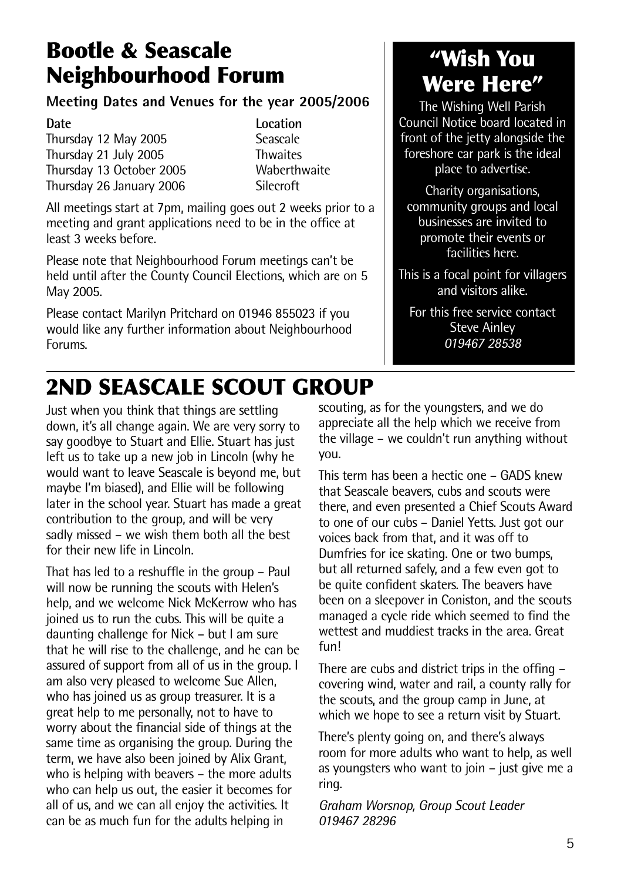# Bootle & Seascale Neighbourhood Forum

**Meeting Dates and Venues for the year 2005/2006**

| Date | Location |
| --- | --- |
| Thursday 12 May 2005 | Seascale |
| Thursday 21 July 2005 | Thwaites |
| Thursday 13 October 2005 | Waberthwaite |
| Thursday 26 January 2006 | Silecroft |

All meetings start at 7pm, mailing goes out 2 weeks prior to a meeting and grant applications need to be in the office at least 3 weeks before.

Please note that Neighbourhood Forum meetings can't be held until after the County Council Elections, which are on 5 May 2005.

Please contact Marilyn Pritchard on 01946 855023 if you would like any further information about Neighbourhood Forums.

# "Wish You Were Here"

The Wishing Well Parish Council Notice board located in front of the jetty alongside the foreshore car park is the ideal place to advertise.

Charity organisations, community groups and local businesses are invited to promote their events or facilities here.

This is a focal point for villagers and visitors alike.

For this free service contact Steve Ainley
*019467 28538*

# 2ND SEASCALE SCOUT GROUP

Just when you think that things are settling down, it's all change again. We are very sorry to say goodbye to Stuart and Ellie. Stuart has just left us to take up a new job in Lincoln (why he would want to leave Seascale is beyond me, but maybe I'm biased), and Ellie will be following later in the school year. Stuart has made a great contribution to the group, and will be very sadly missed – we wish them both all the best for their new life in Lincoln.

That has led to a reshuffle in the group – Paul will now be running the scouts with Helen's help, and we welcome Nick McKerrow who has joined us to run the cubs. This will be quite a daunting challenge for Nick – but I am sure that he will rise to the challenge, and he can be assured of support from all of us in the group. I am also very pleased to welcome Sue Allen, who has joined us as group treasurer. It is a great help to me personally, not to have to worry about the financial side of things at the same time as organising the group. During the term, we have also been joined by Alix Grant, who is helping with beavers – the more adults who can help us out, the easier it becomes for all of us, and we can all enjoy the activities. It can be as much fun for the adults helping in scouting, as for the youngsters, and we do appreciate all the help which we receive from the village – we couldn't run anything without you.

This term has been a hectic one – GADS knew that Seascale beavers, cubs and scouts were there, and even presented a Chief Scouts Award to one of our cubs – Daniel Yetts. Just got our voices back from that, and it was off to Dumfries for ice skating. One or two bumps, but all returned safely, and a few even got to be quite confident skaters. The beavers have been on a sleepover in Coniston, and the scouts managed a cycle ride which seemed to find the wettest and muddiest tracks in the area. Great fun!

There are cubs and district trips in the offing – covering wind, water and rail, a county rally for the scouts, and the group camp in June, at which we hope to see a return visit by Stuart.

There's plenty going on, and there's always room for more adults who want to help, as well as youngsters who want to join – just give me a ring.

*Graham Worsnop, Group Scout Leader*
*019467 28296*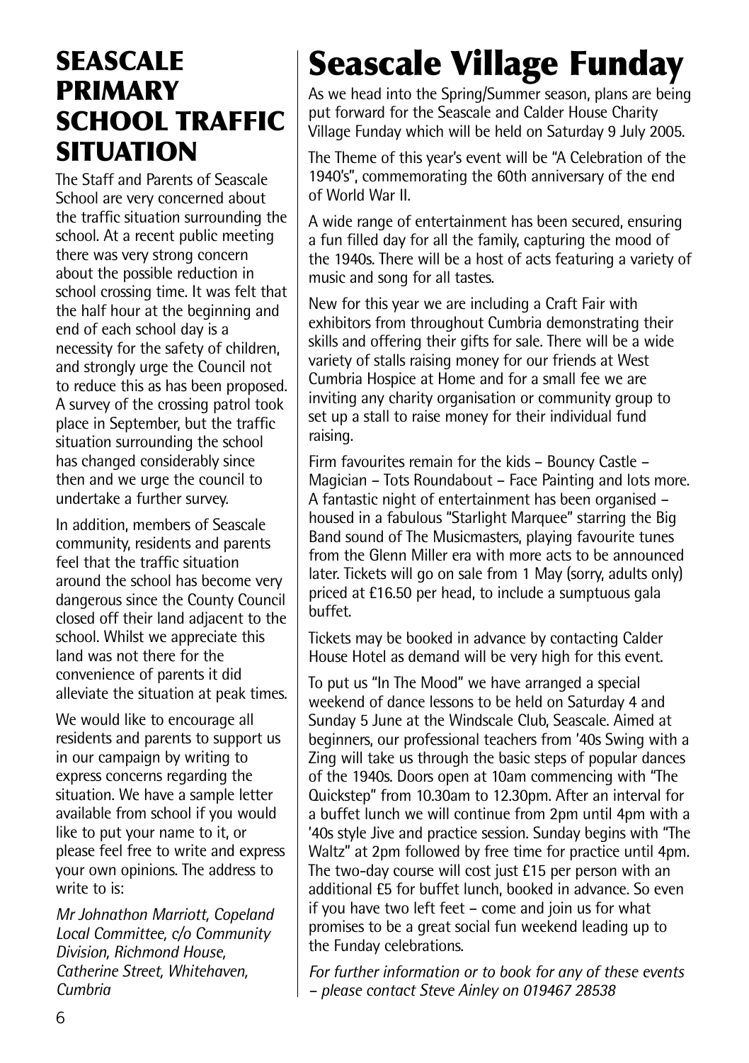## SEASCALE PRIMARY SCHOOL TRAFFIC SITUATION

The Staff and Parents of Seascale School are very concerned about the traffic situation surrounding the school. At a recent public meeting there was very strong concern about the possible reduction in school crossing time. It was felt that the half hour at the beginning and end of each school day is a necessity for the safety of children, and strongly urge the Council not to reduce this as has been proposed. A survey of the crossing patrol took place in September, but the traffic situation surrounding the school has changed considerably since then and we urge the council to undertake a further survey.

In addition, members of Seascale community, residents and parents feel that the traffic situation around the school has become very dangerous since the County Council closed off their land adjacent to the school. Whilst we appreciate this land was not there for the convenience of parents it did alleviate the situation at peak times.

We would like to encourage all residents and parents to support us in our campaign by writing to express concerns regarding the situation. We have a sample letter available from school if you would like to put your name to it, or please feel free to write and express your own opinions. The address to write to is:

*Mr Johnathon Marriott, Copeland Local Committee, c/o Community Division, Richmond House, Catherine Street, Whitehaven, Cumbria*

# Seascale Village Funday

As we head into the Spring/Summer season, plans are being put forward for the Seascale and Calder House Charity Village Funday which will be held on Saturday 9 July 2005.

The Theme of this year's event will be "A Celebration of the 1940's", commemorating the 60th anniversary of the end of World War II.

A wide range of entertainment has been secured, ensuring a fun filled day for all the family, capturing the mood of the 1940s. There will be a host of acts featuring a variety of music and song for all tastes.

New for this year we are including a Craft Fair with exhibitors from throughout Cumbria demonstrating their skills and offering their gifts for sale. There will be a wide variety of stalls raising money for our friends at West Cumbria Hospice at Home and for a small fee we are inviting any charity organisation or community group to set up a stall to raise money for their individual fund raising.

Firm favourites remain for the kids – Bouncy Castle – Magician – Tots Roundabout – Face Painting and lots more. A fantastic night of entertainment has been organised – housed in a fabulous "Starlight Marquee" starring the Big Band sound of The Musicmasters, playing favourite tunes from the Glenn Miller era with more acts to be announced later. Tickets will go on sale from 1 May (sorry, adults only) priced at £16.50 per head, to include a sumptuous gala buffet.

Tickets may be booked in advance by contacting Calder House Hotel as demand will be very high for this event.

To put us "In The Mood" we have arranged a special weekend of dance lessons to be held on Saturday 4 and Sunday 5 June at the Windscale Club, Seascale. Aimed at beginners, our professional teachers from '40s Swing with a Zing will take us through the basic steps of popular dances of the 1940s. Doors open at 10am commencing with "The Quickstep" from 10.30am to 12.30pm. After an interval for a buffet lunch we will continue from 2pm until 4pm with a '40s style Jive and practice session. Sunday begins with "The Waltz" at 2pm followed by free time for practice until 4pm. The two-day course will cost just £15 per person with an additional £5 for buffet lunch, booked in advance. So even if you have two left feet – come and join us for what promises to be a great social fun weekend leading up to the Funday celebrations.

*For further information or to book for any of these events – please contact Steve Ainley on 019467 28538*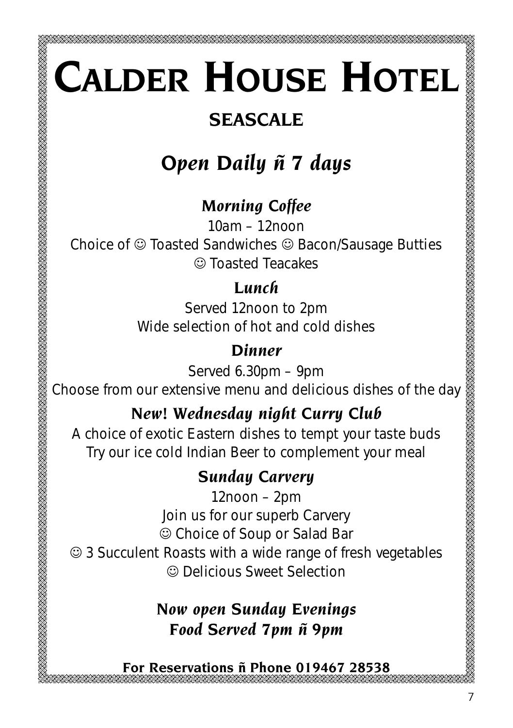# Calder House Hotel

## SEASCALE

## *Open Daily ñ 7 days*

### *Morning Coffee*

10am – 12noon

Choice of ☺ Toasted Sandwiches ☺ Bacon/Sausage Butties ☺ Toasted Teacakes

### *Lunch*

Served 12noon to 2pm

Wide selection of hot and cold dishes

### *Dinner*

Served 6.30pm – 9pm

Choose from our extensive menu and delicious dishes of the day

### *New! Wednesday night Curry Club*

A choice of exotic Eastern dishes to tempt your taste buds

Try our ice cold Indian Beer to complement your meal

### *Sunday Carvery*

12noon – 2pm

Join us for our superb Carvery

☺ Choice of Soup or Salad Bar

☺ 3 Succulent Roasts with a wide range of fresh vegetables

☺ Delicious Sweet Selection

### *Now open Sunday Evenings*
### *Food Served 7pm ñ 9pm*

**For Reservations ñ Phone 019467 28538**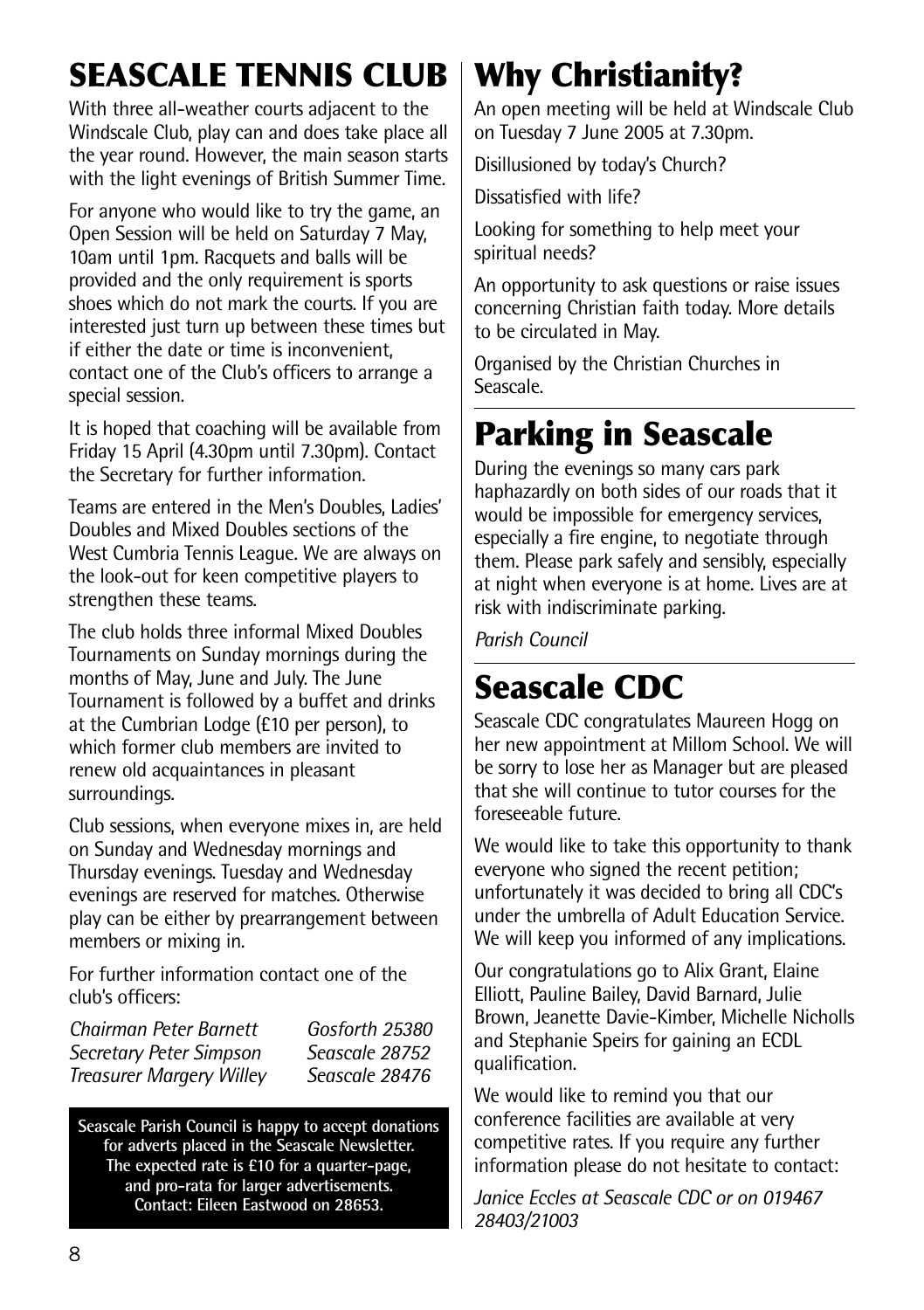# SEASCALE TENNIS CLUB

With three all-weather courts adjacent to the Windscale Club, play can and does take place all the year round. However, the main season starts with the light evenings of British Summer Time.

For anyone who would like to try the game, an Open Session will be held on Saturday 7 May, 10am until 1pm. Racquets and balls will be provided and the only requirement is sports shoes which do not mark the courts. If you are interested just turn up between these times but if either the date or time is inconvenient, contact one of the Club's officers to arrange a special session.

It is hoped that coaching will be available from Friday 15 April (4.30pm until 7.30pm). Contact the Secretary for further information.

Teams are entered in the Men's Doubles, Ladies' Doubles and Mixed Doubles sections of the West Cumbria Tennis League. We are always on the look-out for keen competitive players to strengthen these teams.

The club holds three informal Mixed Doubles Tournaments on Sunday mornings during the months of May, June and July. The June Tournament is followed by a buffet and drinks at the Cumbrian Lodge (£10 per person), to which former club members are invited to renew old acquaintances in pleasant surroundings.

Club sessions, when everyone mixes in, are held on Sunday and Wednesday mornings and Thursday evenings. Tuesday and Wednesday evenings are reserved for matches. Otherwise play can be either by prearrangement between members or mixing in.

For further information contact one of the club's officers:

*Chairman Peter Barnett* — *Gosforth 25380*
*Secretary Peter Simpson* — *Seascale 28752*
*Treasurer Margery Willey* — *Seascale 28476*

**Seascale Parish Council is happy to accept donations for adverts placed in the Seascale Newsletter. The expected rate is £10 for a quarter-page, and pro-rata for larger advertisements. Contact: Eileen Eastwood on 28653.**

# Why Christianity?

An open meeting will be held at Windscale Club on Tuesday 7 June 2005 at 7.30pm.

Disillusioned by today's Church?

Dissatisfied with life?

Looking for something to help meet your spiritual needs?

An opportunity to ask questions or raise issues concerning Christian faith today. More details to be circulated in May.

Organised by the Christian Churches in Seascale.

# Parking in Seascale

During the evenings so many cars park haphazardly on both sides of our roads that it would be impossible for emergency services, especially a fire engine, to negotiate through them. Please park safely and sensibly, especially at night when everyone is at home. Lives are at risk with indiscriminate parking.

*Parish Council*

# Seascale CDC

Seascale CDC congratulates Maureen Hogg on her new appointment at Millom School. We will be sorry to lose her as Manager but are pleased that she will continue to tutor courses for the foreseeable future.

We would like to take this opportunity to thank everyone who signed the recent petition; unfortunately it was decided to bring all CDC's under the umbrella of Adult Education Service. We will keep you informed of any implications.

Our congratulations go to Alix Grant, Elaine Elliott, Pauline Bailey, David Barnard, Julie Brown, Jeanette Davie-Kimber, Michelle Nicholls and Stephanie Speirs for gaining an ECDL qualification.

We would like to remind you that our conference facilities are available at very competitive rates. If you require any further information please do not hesitate to contact:

*Janice Eccles at Seascale CDC or on 019467 28403/21003*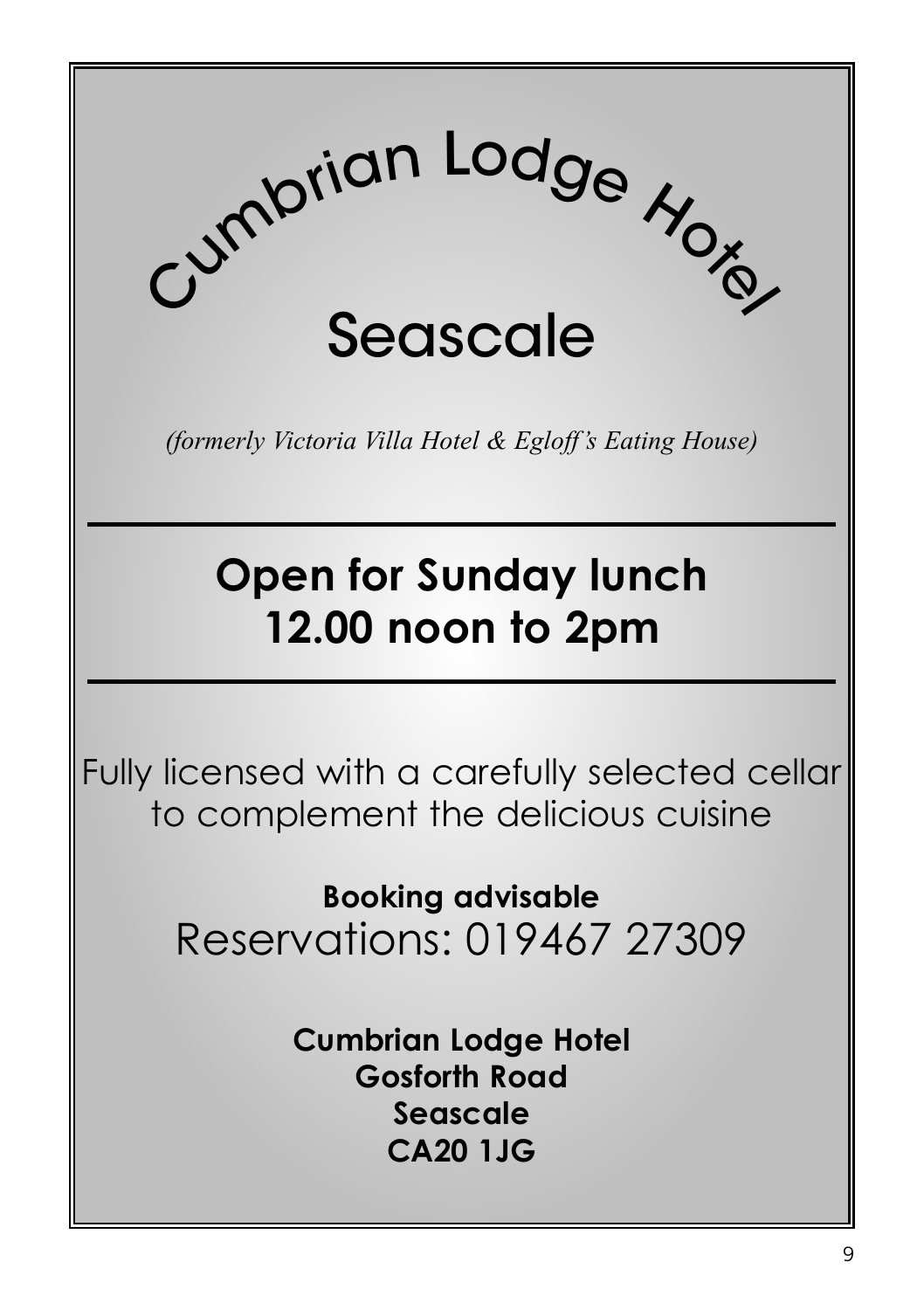# Cumbrian Lodge Hotel

## Seascale

*(formerly Victoria Villa Hotel & Egloff's Eating House)*

---

## Open for Sunday lunch 12.00 noon to 2pm

---

Fully licensed with a carefully selected cellar to complement the delicious cuisine

**Booking advisable**

Reservations: 019467 27309

**Cumbrian Lodge Hotel**
**Gosforth Road**
**Seascale**
**CA20 1JG**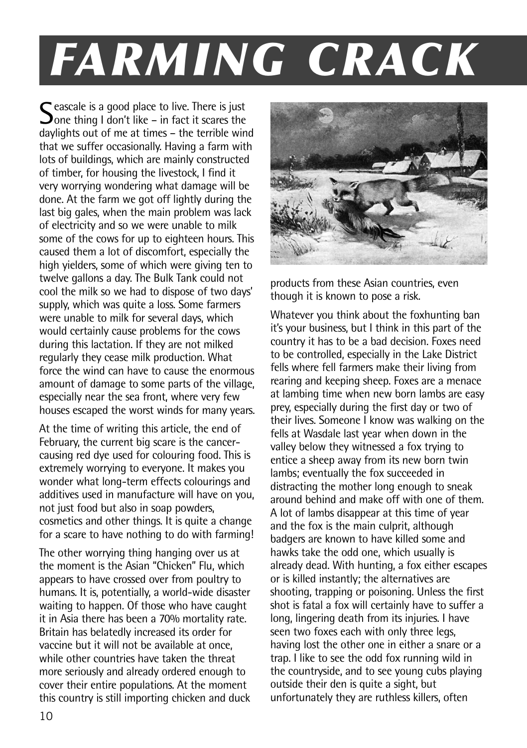# FARMING CRACK

Seascale is a good place to live. There is just one thing I don't like – in fact it scares the daylights out of me at times – the terrible wind that we suffer occasionally. Having a farm with lots of buildings, which are mainly constructed of timber, for housing the livestock, I find it very worrying wondering what damage will be done. At the farm we got off lightly during the last big gales, when the main problem was lack of electricity and so we were unable to milk some of the cows for up to eighteen hours. This caused them a lot of discomfort, especially the high yielders, some of which were giving ten to twelve gallons a day. The Bulk Tank could not cool the milk so we had to dispose of two days' supply, which was quite a loss. Some farmers were unable to milk for several days, which would certainly cause problems for the cows during this lactation. If they are not milked regularly they cease milk production. What force the wind can have to cause the enormous amount of damage to some parts of the village, especially near the sea front, where very few houses escaped the worst winds for many years.

At the time of writing this article, the end of February, the current big scare is the cancer-causing red dye used for colouring food. This is extremely worrying to everyone. It makes you wonder what long-term effects colourings and additives used in manufacture will have on you, not just food but also in soap powders, cosmetics and other things. It is quite a change for a scare to have nothing to do with farming!

The other worrying thing hanging over us at the moment is the Asian "Chicken" Flu, which appears to have crossed over from poultry to humans. It is, potentially, a world-wide disaster waiting to happen. Of those who have caught it in Asia there has been a 70% mortality rate. Britain has belatedly increased its order for vaccine but it will not be available at once, while other countries have taken the threat more seriously and already ordered enough to cover their entire populations. At the moment this country is still importing chicken and duck products from these Asian countries, even though it is known to pose a risk.

Whatever you think about the foxhunting ban it's your business, but I think in this part of the country it has to be a bad decision. Foxes need to be controlled, especially in the Lake District fells where fell farmers make their living from rearing and keeping sheep. Foxes are a menace at lambing time when new born lambs are easy prey, especially during the first day or two of their lives. Someone I know was walking on the fells at Wasdale last year when down in the valley below they witnessed a fox trying to entice a sheep away from its new born twin lambs; eventually the fox succeeded in distracting the mother long enough to sneak around behind and make off with one of them. A lot of lambs disappear at this time of year and the fox is the main culprit, although badgers are known to have killed some and hawks take the odd one, which usually is already dead. With hunting, a fox either escapes or is killed instantly; the alternatives are shooting, trapping or poisoning. Unless the first shot is fatal a fox will certainly have to suffer a long, lingering death from its injuries. I have seen two foxes each with only three legs, having lost the other one in either a snare or a trap. I like to see the odd fox running wild in the countryside, and to see young cubs playing outside their den is quite a sight, but unfortunately they are ruthless killers, often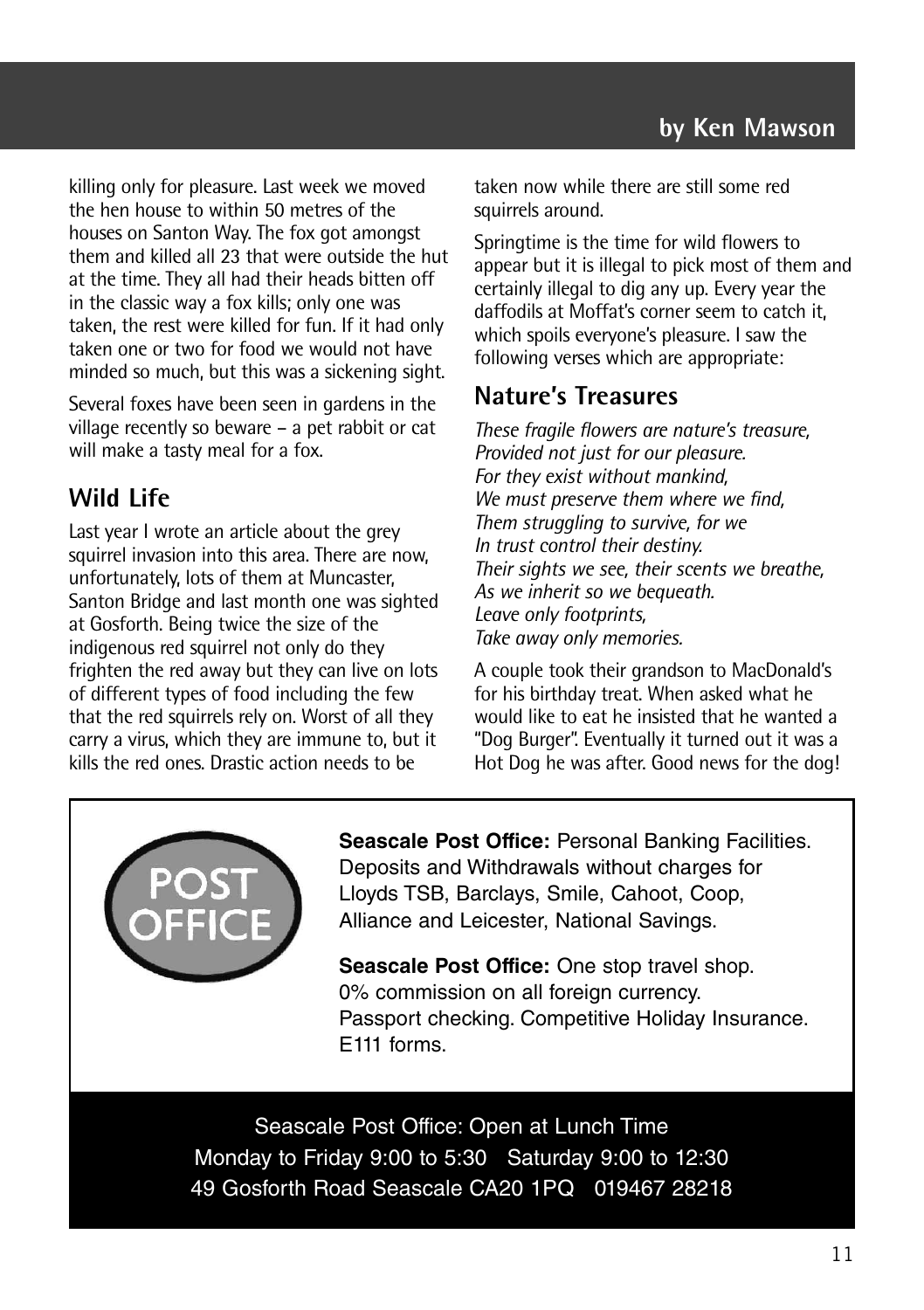killing only for pleasure. Last week we moved the hen house to within 50 metres of the houses on Santon Way. The fox got amongst them and killed all 23 that were outside the hut at the time. They all had their heads bitten off in the classic way a fox kills; only one was taken, the rest were killed for fun. If it had only taken one or two for food we would not have minded so much, but this was a sickening sight.

Several foxes have been seen in gardens in the village recently so beware – a pet rabbit or cat will make a tasty meal for a fox.

## Wild Life

Last year I wrote an article about the grey squirrel invasion into this area. There are now, unfortunately, lots of them at Muncaster, Santon Bridge and last month one was sighted at Gosforth. Being twice the size of the indigenous red squirrel not only do they frighten the red away but they can live on lots of different types of food including the few that the red squirrels rely on. Worst of all they carry a virus, which they are immune to, but it kills the red ones. Drastic action needs to be taken now while there are still some red squirrels around.

Springtime is the time for wild flowers to appear but it is illegal to pick most of them and certainly illegal to dig any up. Every year the daffodils at Moffat's corner seem to catch it, which spoils everyone's pleasure. I saw the following verses which are appropriate:

## Nature's Treasures

*These fragile flowers are nature's treasure,*
*Provided not just for our pleasure.*
*For they exist without mankind,*
*We must preserve them where we find,*
*Them struggling to survive, for we*
*In trust control their destiny.*
*Their sights we see, their scents we breathe,*
*As we inherit so we bequeath.*
*Leave only footprints,*
*Take away only memories.*

A couple took their grandson to MacDonald's for his birthday treat. When asked what he would like to eat he insisted that he wanted a "Dog Burger". Eventually it turned out it was a Hot Dog he was after. Good news for the dog!

POST OFFICE

**Seascale Post Office:** Personal Banking Facilities. Deposits and Withdrawals without charges for Lloyds TSB, Barclays, Smile, Cahoot, Coop, Alliance and Leicester, National Savings.

**Seascale Post Office:** One stop travel shop. 0% commission on all foreign currency. Passport checking. Competitive Holiday Insurance. E111 forms.

Seascale Post Office: Open at Lunch Time
Monday to Friday 9:00 to 5:30 Saturday 9:00 to 12:30
49 Gosforth Road Seascale CA20 1PQ 019467 28218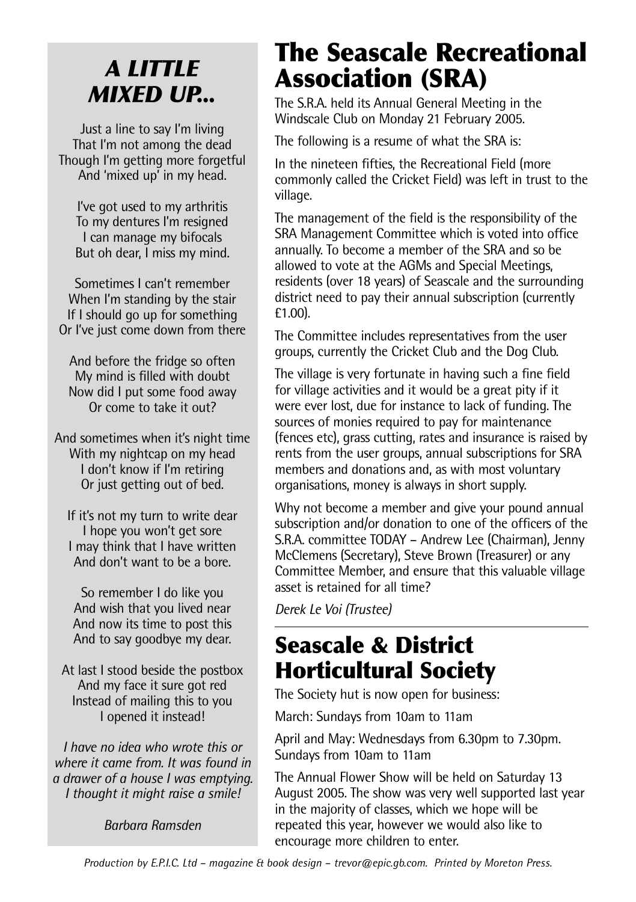## *A LITTLE MIXED UP...*

Just a line to say I'm living
That I'm not among the dead
Though I'm getting more forgetful
And 'mixed up' in my head.

I've got used to my arthritis
To my dentures I'm resigned
I can manage my bifocals
But oh dear, I miss my mind.

Sometimes I can't remember
When I'm standing by the stair
If I should go up for something
Or I've just come down from there

And before the fridge so often
My mind is filled with doubt
Now did I put some food away
Or come to take it out?

And sometimes when it's night time
With my nightcap on my head
I don't know if I'm retiring
Or just getting out of bed.

If it's not my turn to write dear
I hope you won't get sore
I may think that I have written
And don't want to be a bore.

So remember I do like you
And wish that you lived near
And now its time to post this
And to say goodbye my dear.

At last I stood beside the postbox
And my face it sure got red
Instead of mailing this to you
I opened it instead!

*I have no idea who wrote this or where it came from. It was found in a drawer of a house I was emptying. I thought it might raise a smile!*

*Barbara Ramsden*

# The Seascale Recreational Association (SRA)

The S.R.A. held its Annual General Meeting in the Windscale Club on Monday 21 February 2005.

The following is a resume of what the SRA is:

In the nineteen fifties, the Recreational Field (more commonly called the Cricket Field) was left in trust to the village.

The management of the field is the responsibility of the SRA Management Committee which is voted into office annually. To become a member of the SRA and so be allowed to vote at the AGMs and Special Meetings, residents (over 18 years) of Seascale and the surrounding district need to pay their annual subscription (currently £1.00).

The Committee includes representatives from the user groups, currently the Cricket Club and the Dog Club.

The village is very fortunate in having such a fine field for village activities and it would be a great pity if it were ever lost, due for instance to lack of funding. The sources of monies required to pay for maintenance (fences etc), grass cutting, rates and insurance is raised by rents from the user groups, annual subscriptions for SRA members and donations and, as with most voluntary organisations, money is always in short supply.

Why not become a member and give your pound annual subscription and/or donation to one of the officers of the S.R.A. committee TODAY – Andrew Lee (Chairman), Jenny McClemens (Secretary), Steve Brown (Treasurer) or any Committee Member, and ensure that this valuable village asset is retained for all time?

*Derek Le Voi (Trustee)*

# Seascale & District Horticultural Society

The Society hut is now open for business:

March: Sundays from 10am to 11am

April and May: Wednesdays from 6.30pm to 7.30pm. Sundays from 10am to 11am

The Annual Flower Show will be held on Saturday 13 August 2005. The show was very well supported last year in the majority of classes, which we hope will be repeated this year, however we would also like to encourage more children to enter.

*Production by E.P.I.C. Ltd – magazine & book design – trevor@epic.gb.com. Printed by Moreton Press.*